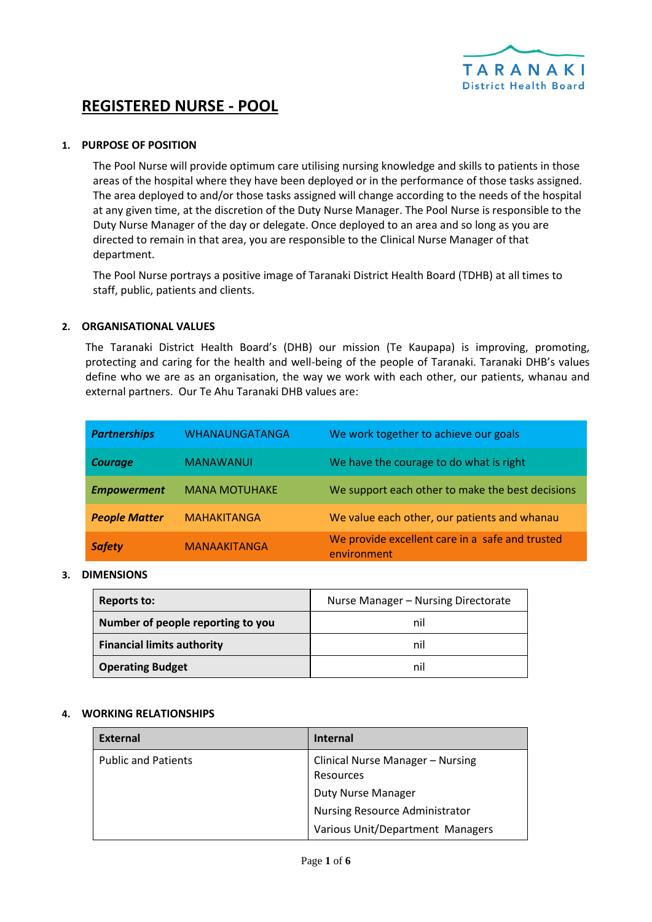# REGISTERED NURSE - POOL

## 1. PURPOSE OF POSITION

The Pool Nurse will provide optimum care utilising nursing knowledge and skills to patients in those areas of the hospital where they have been deployed or in the performance of those tasks assigned. The area deployed to and/or those tasks assigned will change according to the needs of the hospital at any given time, at the discretion of the Duty Nurse Manager. The Pool Nurse is responsible to the Duty Nurse Manager of the day or delegate. Once deployed to an area and so long as you are directed to remain in that area, you are responsible to the Clinical Nurse Manager of that department.

The Pool Nurse portrays a positive image of Taranaki District Health Board (TDHB) at all times to staff, public, patients and clients.

## 2. ORGANISATIONAL VALUES

The Taranaki District Health Board's (DHB) our mission (Te Kaupapa) is improving, promoting, protecting and caring for the health and well-being of the people of Taranaki. Taranaki DHB's values define who we are as an organisation, the way we work with each other, our patients, whanau and external partners. Our Te Ahu Taranaki DHB values are:

| | | |
|---|---|---|
| ***Partnerships*** | WHANAUNGATANGA | We work together to achieve our goals |
| ***Courage*** | MANAWANUI | We have the courage to do what is right |
| ***Empowerment*** | MANA MOTUHAKE | We support each other to make the best decisions |
| ***People Matter*** | MAHAKITANGA | We value each other, our patients and whanau |
| ***Safety*** | MANAAKITANGA | We provide excellent care in a safe and trusted environment |

## 3. DIMENSIONS

| | |
|---|---|
| **Reports to:** | Nurse Manager – Nursing Directorate |
| **Number of people reporting to you** | nil |
| **Financial limits authority** | nil |
| **Operating Budget** | nil |

## 4. WORKING RELATIONSHIPS

| External | Internal |
|---|---|
| Public and Patients | Clinical Nurse Manager – Nursing Resources<br>Duty Nurse Manager<br>Nursing Resource Administrator<br>Various Unit/Department Managers |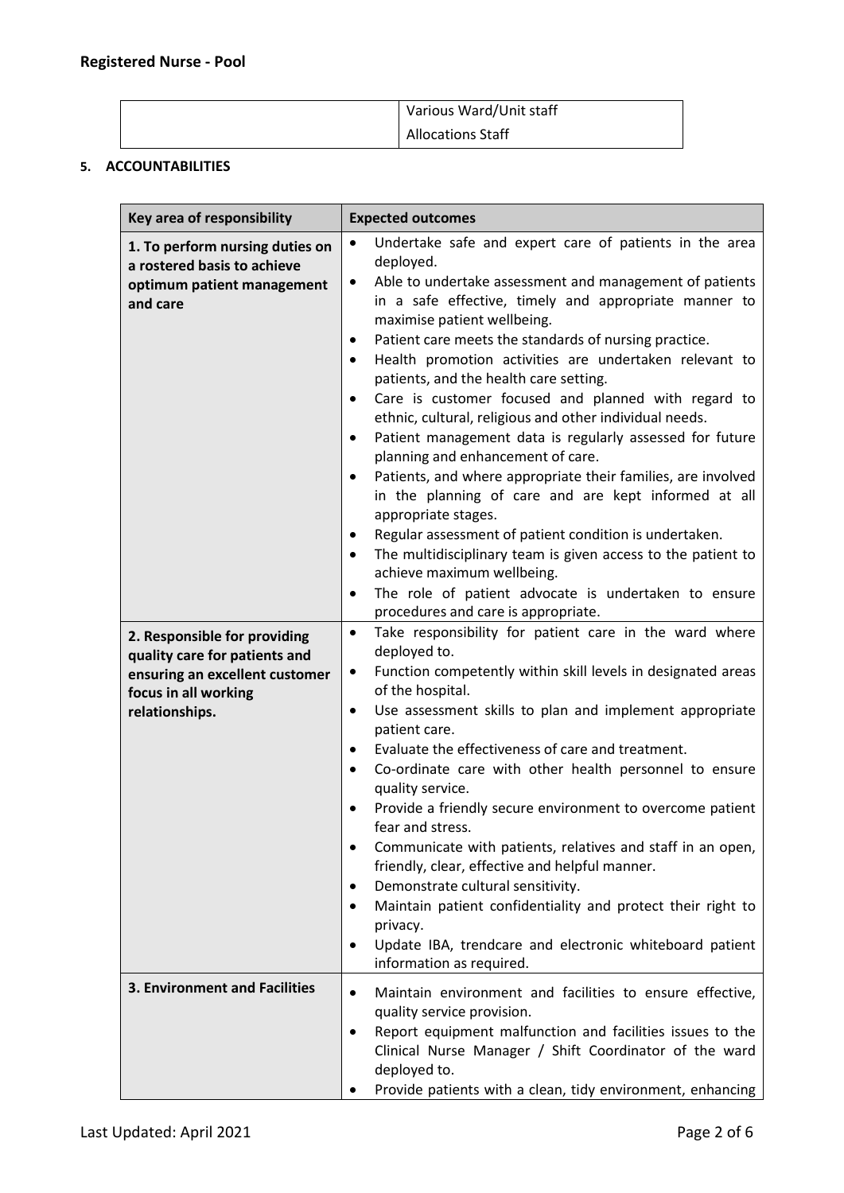## Registered Nurse - Pool

| | |
|---|---|
| | Various Ward/Unit staff<br>Allocations Staff |

### 5. ACCOUNTABILITIES

| Key area of responsibility | Expected outcomes |
|---|---|
| **1. To perform nursing duties on a rostered basis to achieve optimum patient management and care** | • Undertake safe and expert care of patients in the area deployed.<br>• Able to undertake assessment and management of patients in a safe effective, timely and appropriate manner to maximise patient wellbeing.<br>• Patient care meets the standards of nursing practice.<br>• Health promotion activities are undertaken relevant to patients, and the health care setting.<br>• Care is customer focused and planned with regard to ethnic, cultural, religious and other individual needs.<br>• Patient management data is regularly assessed for future planning and enhancement of care.<br>• Patients, and where appropriate their families, are involved in the planning of care and are kept informed at all appropriate stages.<br>• Regular assessment of patient condition is undertaken.<br>• The multidisciplinary team is given access to the patient to achieve maximum wellbeing.<br>• The role of patient advocate is undertaken to ensure procedures and care is appropriate. |
| **2. Responsible for providing quality care for patients and ensuring an excellent customer focus in all working relationships.** | • Take responsibility for patient care in the ward where deployed to.<br>• Function competently within skill levels in designated areas of the hospital.<br>• Use assessment skills to plan and implement appropriate patient care.<br>• Evaluate the effectiveness of care and treatment.<br>• Co-ordinate care with other health personnel to ensure quality service.<br>• Provide a friendly secure environment to overcome patient fear and stress.<br>• Communicate with patients, relatives and staff in an open, friendly, clear, effective and helpful manner.<br>• Demonstrate cultural sensitivity.<br>• Maintain patient confidentiality and protect their right to privacy.<br>• Update IBA, trendcare and electronic whiteboard patient information as required. |
| **3. Environment and Facilities** | • Maintain environment and facilities to ensure effective, quality service provision.<br>• Report equipment malfunction and facilities issues to the Clinical Nurse Manager / Shift Coordinator of the ward deployed to.<br>• Provide patients with a clean, tidy environment, enhancing |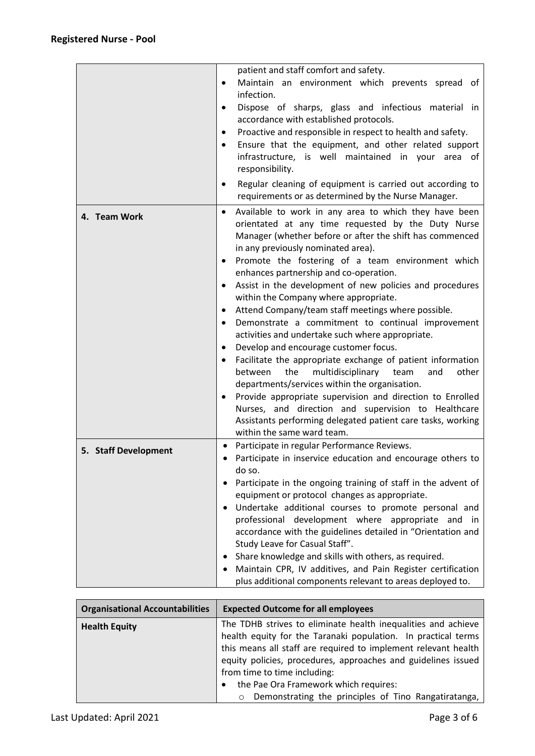## Registered Nurse - Pool

| | |
|---|---|
| | patient and staff comfort and safety.<br>• Maintain an environment which prevents spread of infection.<br>• Dispose of sharps, glass and infectious material in accordance with established protocols.<br>• Proactive and responsible in respect to health and safety.<br>• Ensure that the equipment, and other related support infrastructure, is well maintained in your area of responsibility.<br>• Regular cleaning of equipment is carried out according to requirements or as determined by the Nurse Manager. |
| **4. Team Work** | • Available to work in any area to which they have been orientated at any time requested by the Duty Nurse Manager (whether before or after the shift has commenced in any previously nominated area).<br>• Promote the fostering of a team environment which enhances partnership and co-operation.<br>• Assist in the development of new policies and procedures within the Company where appropriate.<br>• Attend Company/team staff meetings where possible.<br>• Demonstrate a commitment to continual improvement activities and undertake such where appropriate.<br>• Develop and encourage customer focus.<br>• Facilitate the appropriate exchange of patient information between the multidisciplinary team and other departments/services within the organisation.<br>• Provide appropriate supervision and direction to Enrolled Nurses, and direction and supervision to Healthcare Assistants performing delegated patient care tasks, working within the same ward team. |
| **5. Staff Development** | • Participate in regular Performance Reviews.<br>• Participate in inservice education and encourage others to do so.<br>• Participate in the ongoing training of staff in the advent of equipment or protocol changes as appropriate.<br>• Undertake additional courses to promote personal and professional development where appropriate and in accordance with the guidelines detailed in "Orientation and Study Leave for Casual Staff".<br>• Share knowledge and skills with others, as required.<br>• Maintain CPR, IV additives, and Pain Register certification plus additional components relevant to areas deployed to. |

| Organisational Accountabilities | Expected Outcome for all employees |
|---|---|
| **Health Equity** | The TDHB strives to eliminate health inequalities and achieve health equity for the Taranaki population. In practical terms this means all staff are required to implement relevant health equity policies, procedures, approaches and guidelines issued from time to time including:<br>• the Pae Ora Framework which requires:<br>&nbsp;&nbsp;&nbsp;&nbsp;o Demonstrating the principles of Tino Rangatiratanga, |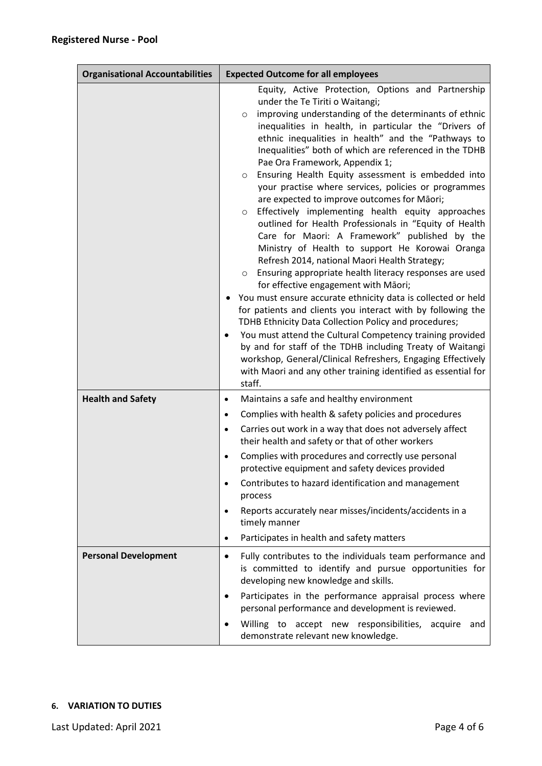## Registered Nurse - Pool

| Organisational Accountabilities | Expected Outcome for all employees |
| --- | --- |
| | Equity, Active Protection, Options and Partnership under the Te Tiriti o Waitangi;<br>○ improving understanding of the determinants of ethnic inequalities in health, in particular the "Drivers of ethnic inequalities in health" and the "Pathways to Inequalities" both of which are referenced in the TDHB Pae Ora Framework, Appendix 1;<br>○ Ensuring Health Equity assessment is embedded into your practise where services, policies or programmes are expected to improve outcomes for Māori;<br>○ Effectively implementing health equity approaches outlined for Health Professionals in "Equity of Health Care for Maori: A Framework" published by the Ministry of Health to support He Korowai Oranga Refresh 2014, national Maori Health Strategy;<br>○ Ensuring appropriate health literacy responses are used for effective engagement with Māori;<br>• You must ensure accurate ethnicity data is collected or held for patients and clients you interact with by following the TDHB Ethnicity Data Collection Policy and procedures;<br>• You must attend the Cultural Competency training provided by and for staff of the TDHB including Treaty of Waitangi workshop, General/Clinical Refreshers, Engaging Effectively with Maori and any other training identified as essential for staff. |
| **Health and Safety** | • Maintains a safe and healthy environment<br>• Complies with health & safety policies and procedures<br>• Carries out work in a way that does not adversely affect their health and safety or that of other workers<br>• Complies with procedures and correctly use personal protective equipment and safety devices provided<br>• Contributes to hazard identification and management process<br>• Reports accurately near misses/incidents/accidents in a timely manner<br>• Participates in health and safety matters |
| **Personal Development** | • Fully contributes to the individuals team performance and is committed to identify and pursue opportunities for developing new knowledge and skills.<br>• Participates in the performance appraisal process where personal performance and development is reviewed.<br>• Willing to accept new responsibilities, acquire and demonstrate relevant new knowledge. |

#### 6. VARIATION TO DUTIES

Last Updated: April 2021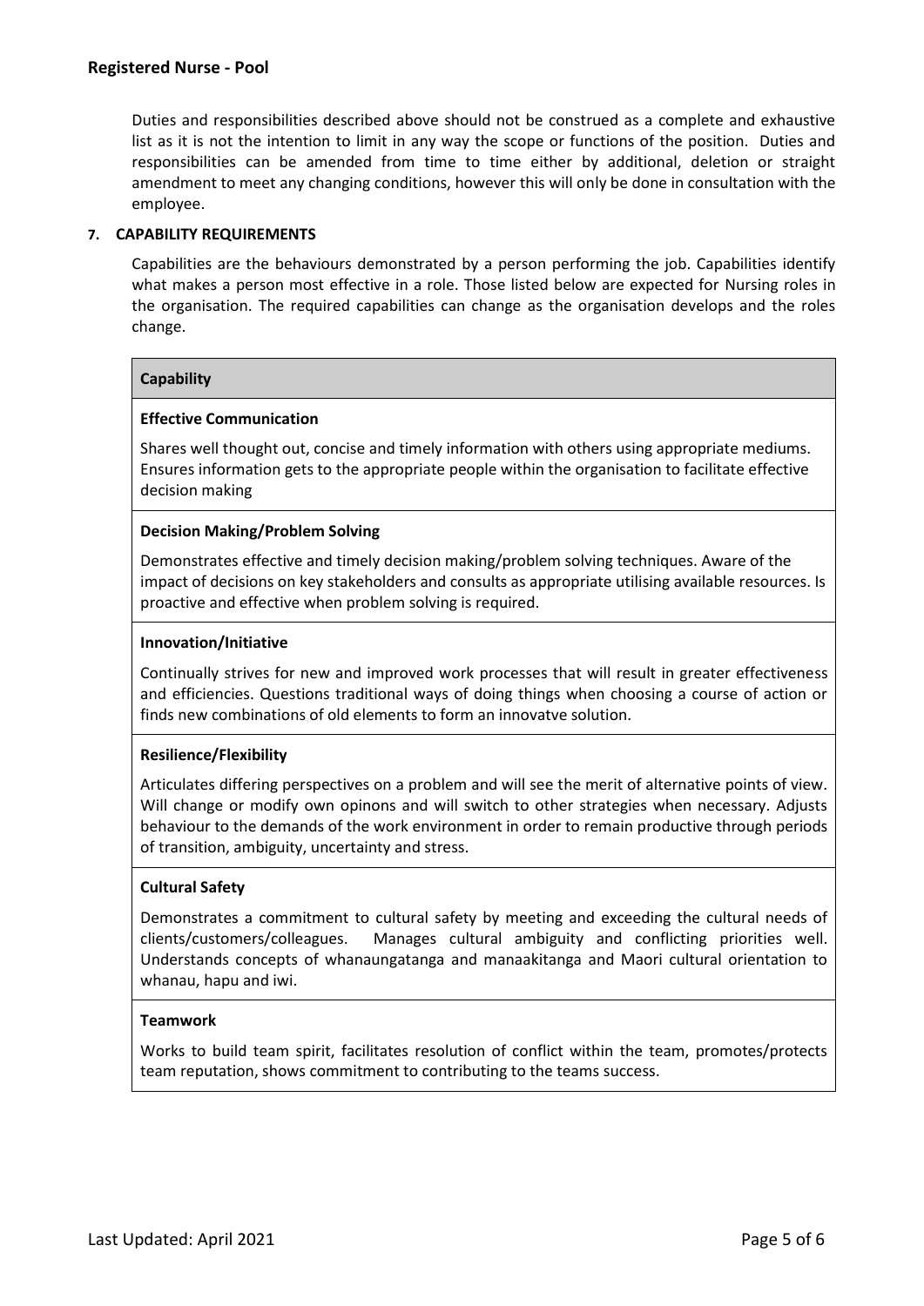Duties and responsibilities described above should not be construed as a complete and exhaustive list as it is not the intention to limit in any way the scope or functions of the position. Duties and responsibilities can be amended from time to time either by additional, deletion or straight amendment to meet any changing conditions, however this will only be done in consultation with the employee.

## 7. CAPABILITY REQUIREMENTS

Capabilities are the behaviours demonstrated by a person performing the job. Capabilities identify what makes a person most effective in a role. Those listed below are expected for Nursing roles in the organisation. The required capabilities can change as the organisation develops and the roles change.

| Capability |
|---|
| **Effective Communication**<br>Shares well thought out, concise and timely information with others using appropriate mediums. Ensures information gets to the appropriate people within the organisation to facilitate effective decision making |
| **Decision Making/Problem Solving**<br>Demonstrates effective and timely decision making/problem solving techniques. Aware of the impact of decisions on key stakeholders and consults as appropriate utilising available resources. Is proactive and effective when problem solving is required. |
| **Innovation/Initiative**<br>Continually strives for new and improved work processes that will result in greater effectiveness and efficiencies. Questions traditional ways of doing things when choosing a course of action or finds new combinations of old elements to form an innovatve solution. |
| **Resilience/Flexibility**<br>Articulates differing perspectives on a problem and will see the merit of alternative points of view. Will change or modify own opinons and will switch to other strategies when necessary. Adjusts behaviour to the demands of the work environment in order to remain productive through periods of transition, ambiguity, uncertainty and stress. |
| **Cultural Safety**<br>Demonstrates a commitment to cultural safety by meeting and exceeding the cultural needs of clients/customers/colleagues. Manages cultural ambiguity and conflicting priorities well. Understands concepts of whanaungatanga and manaakitanga and Maori cultural orientation to whanau, hapu and iwi. |
| **Teamwork**<br>Works to build team spirit, facilitates resolution of conflict within the team, promotes/protects team reputation, shows commitment to contributing to the teams success. |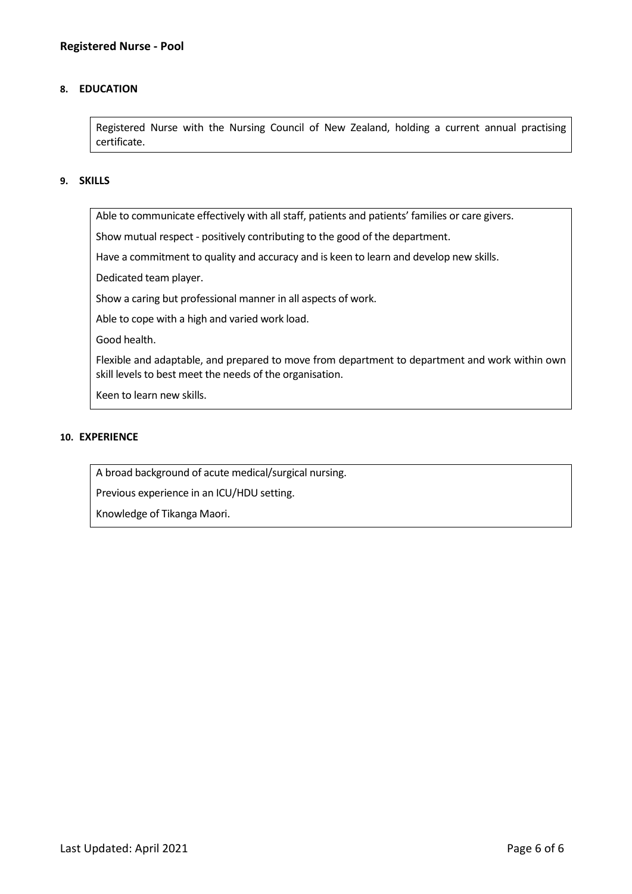### 8. EDUCATION

Registered Nurse with the Nursing Council of New Zealand, holding a current annual practising certificate.

### 9. SKILLS

Able to communicate effectively with all staff, patients and patients' families or care givers.

Show mutual respect - positively contributing to the good of the department.

Have a commitment to quality and accuracy and is keen to learn and develop new skills.

Dedicated team player.

Show a caring but professional manner in all aspects of work.

Able to cope with a high and varied work load.

Good health.

Flexible and adaptable, and prepared to move from department to department and work within own skill levels to best meet the needs of the organisation.

Keen to learn new skills.

### 10. EXPERIENCE

A broad background of acute medical/surgical nursing.

Previous experience in an ICU/HDU setting.

Knowledge of Tikanga Maori.

Last Updated: April 2021